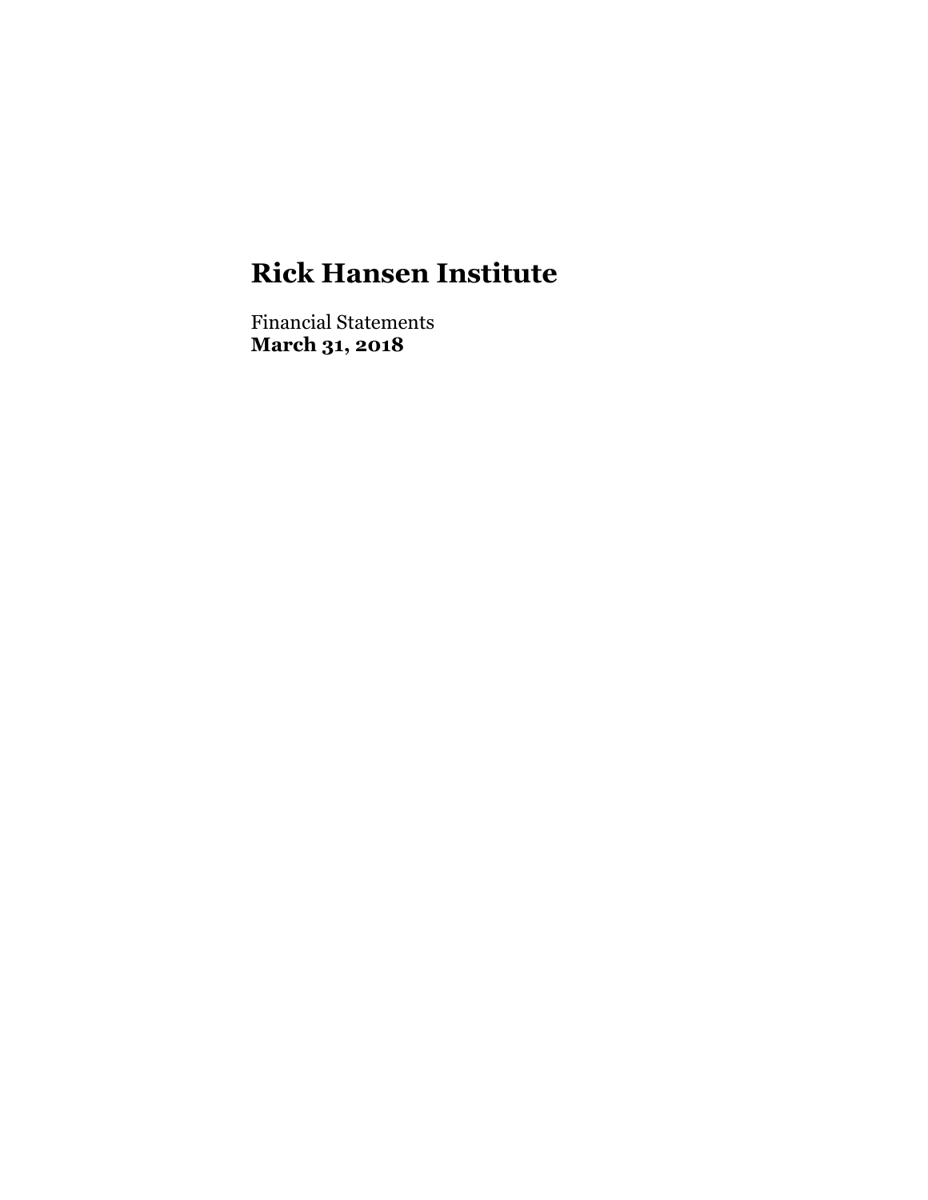# Rick Hansen Institute

Financial Statements
**March 31, 2018**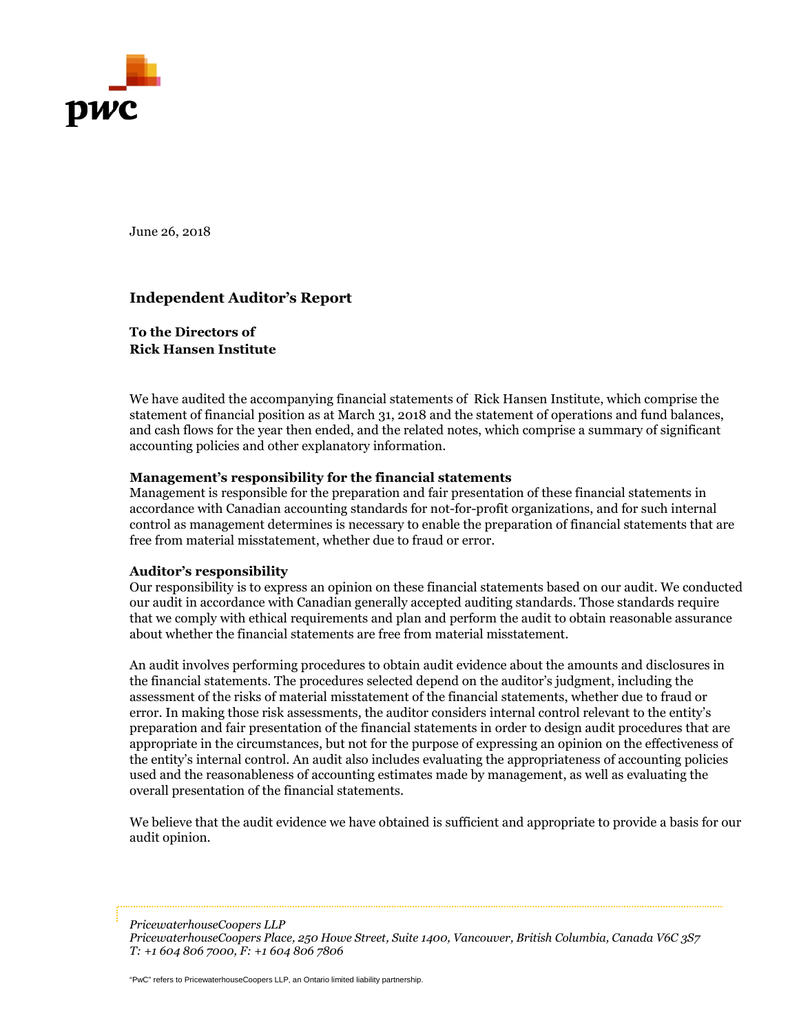June 26, 2018

## Independent Auditor's Report

**To the Directors of**
**Rick Hansen Institute**

We have audited the accompanying financial statements of Rick Hansen Institute, which comprise the statement of financial position as at March 31, 2018 and the statement of operations and fund balances, and cash flows for the year then ended, and the related notes, which comprise a summary of significant accounting policies and other explanatory information.

**Management's responsibility for the financial statements**
Management is responsible for the preparation and fair presentation of these financial statements in accordance with Canadian accounting standards for not-for-profit organizations, and for such internal control as management determines is necessary to enable the preparation of financial statements that are free from material misstatement, whether due to fraud or error.

**Auditor's responsibility**
Our responsibility is to express an opinion on these financial statements based on our audit. We conducted our audit in accordance with Canadian generally accepted auditing standards. Those standards require that we comply with ethical requirements and plan and perform the audit to obtain reasonable assurance about whether the financial statements are free from material misstatement.

An audit involves performing procedures to obtain audit evidence about the amounts and disclosures in the financial statements. The procedures selected depend on the auditor's judgment, including the assessment of the risks of material misstatement of the financial statements, whether due to fraud or error. In making those risk assessments, the auditor considers internal control relevant to the entity's preparation and fair presentation of the financial statements in order to design audit procedures that are appropriate in the circumstances, but not for the purpose of expressing an opinion on the effectiveness of the entity's internal control. An audit also includes evaluating the appropriateness of accounting policies used and the reasonableness of accounting estimates made by management, as well as evaluating the overall presentation of the financial statements.

We believe that the audit evidence we have obtained is sufficient and appropriate to provide a basis for our audit opinion.

*PricewaterhouseCoopers LLP*
*PricewaterhouseCoopers Place, 250 Howe Street, Suite 1400, Vancouver, British Columbia, Canada V6C 3S7*
*T: +1 604 806 7000, F: +1 604 806 7806*

"PwC" refers to PricewaterhouseCoopers LLP, an Ontario limited liability partnership.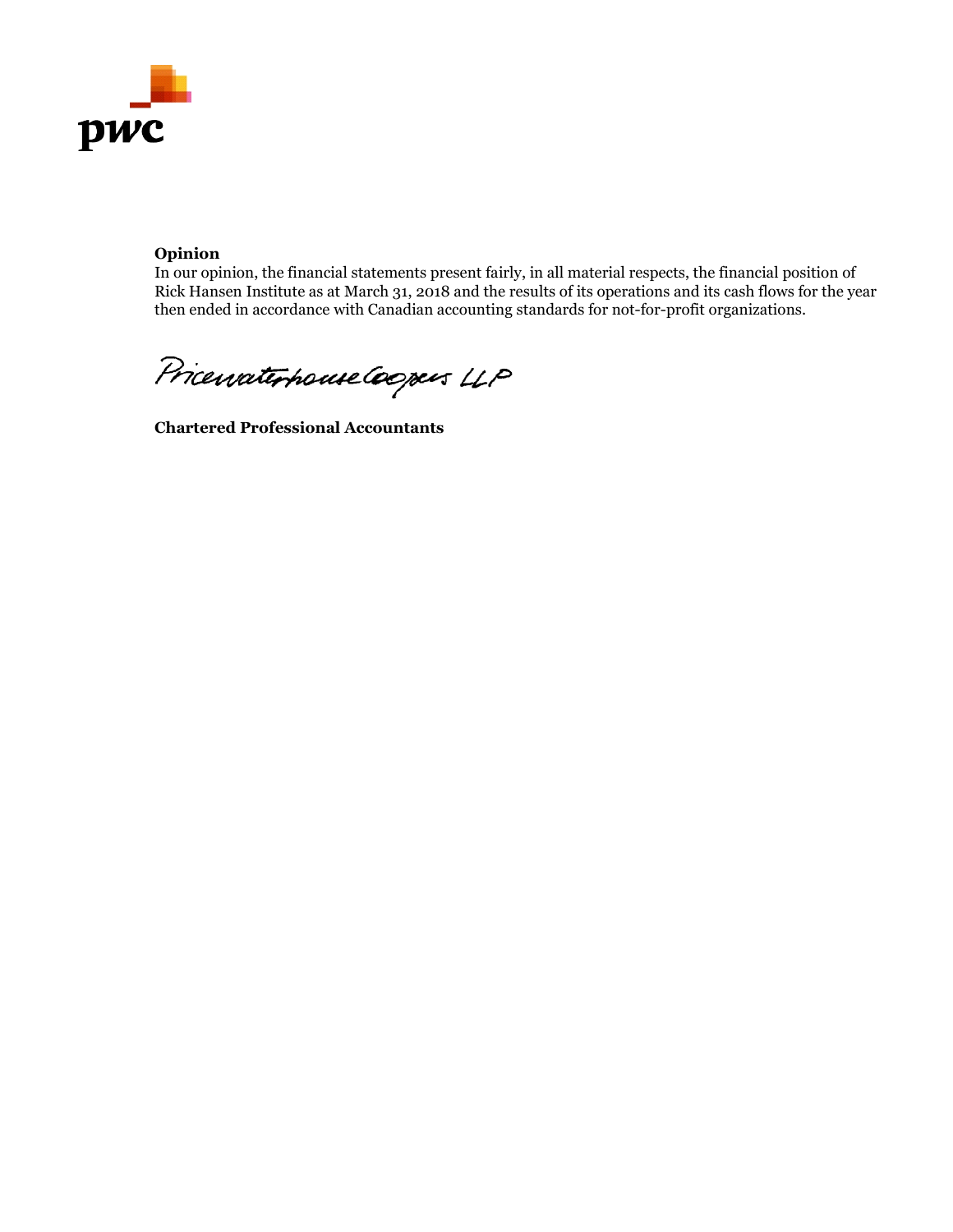**Opinion**

In our opinion, the financial statements present fairly, in all material respects, the financial position of Rick Hansen Institute as at March 31, 2018 and the results of its operations and its cash flows for the year then ended in accordance with Canadian accounting standards for not-for-profit organizations.

PricewaterhouseCoopers LLP

**Chartered Professional Accountants**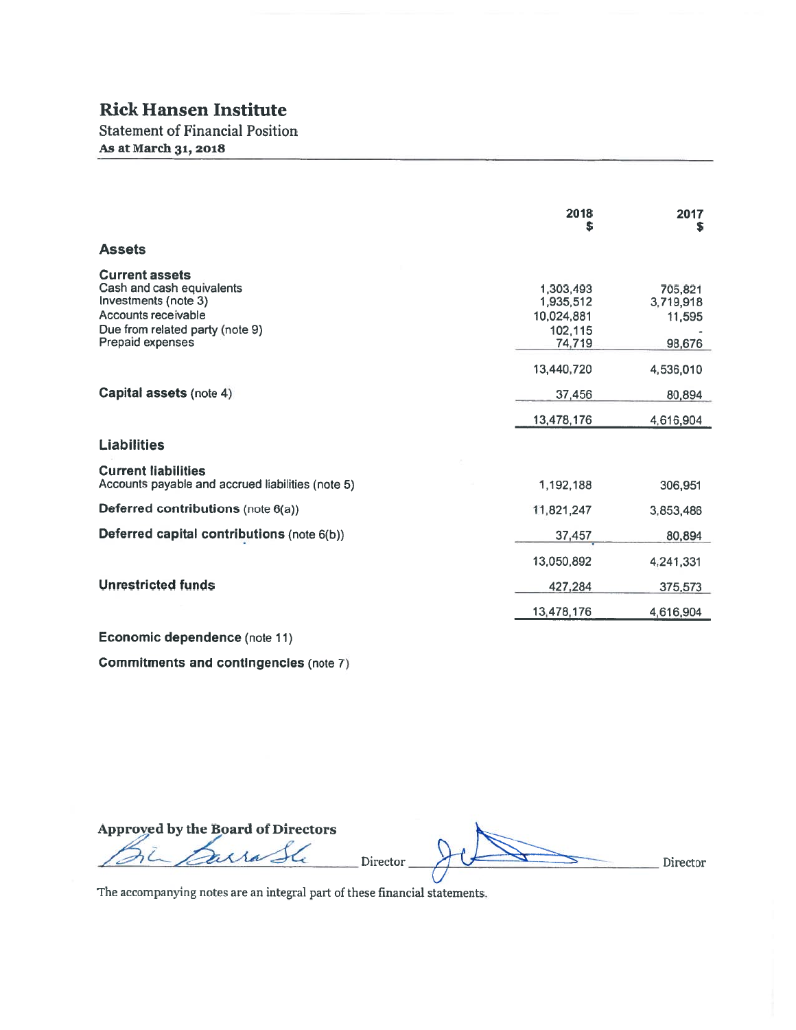# Rick Hansen Institute

## Statement of Financial Position

**As at March 31, 2018**

| | 2018 $ | 2017 $ |
|---|---|---|
| **Assets** | | |
| **Current assets** | | |
| Cash and cash equivalents | 1,303,493 | 705,821 |
| Investments (note 3) | 1,935,512 | 3,719,918 |
| Accounts receivable | 10,024,881 | 11,595 |
| Due from related party (note 9) | 102,115 | - |
| Prepaid expenses | 74,719 | 98,676 |
| | 13,440,720 | 4,536,010 |
| **Capital assets** (note 4) | 37,456 | 80,894 |
| | 13,478,176 | 4,616,904 |
| **Liabilities** | | |
| **Current liabilities** | | |
| Accounts payable and accrued liabilities (note 5) | 1,192,188 | 306,951 |
| **Deferred contributions** (note 6(a)) | 11,821,247 | 3,853,486 |
| **Deferred capital contributions** (note 6(b)) | 37,457 | 80,894 |
| | 13,050,892 | 4,241,331 |
| **Unrestricted funds** | 427,284 | 375,573 |
| | 13,478,176 | 4,616,904 |

**Economic dependence** (note 11)

**Commitments and contingencies** (note 7)

**Approved by the Board of Directors**

_______________ Director _______________ Director

The accompanying notes are an integral part of these financial statements.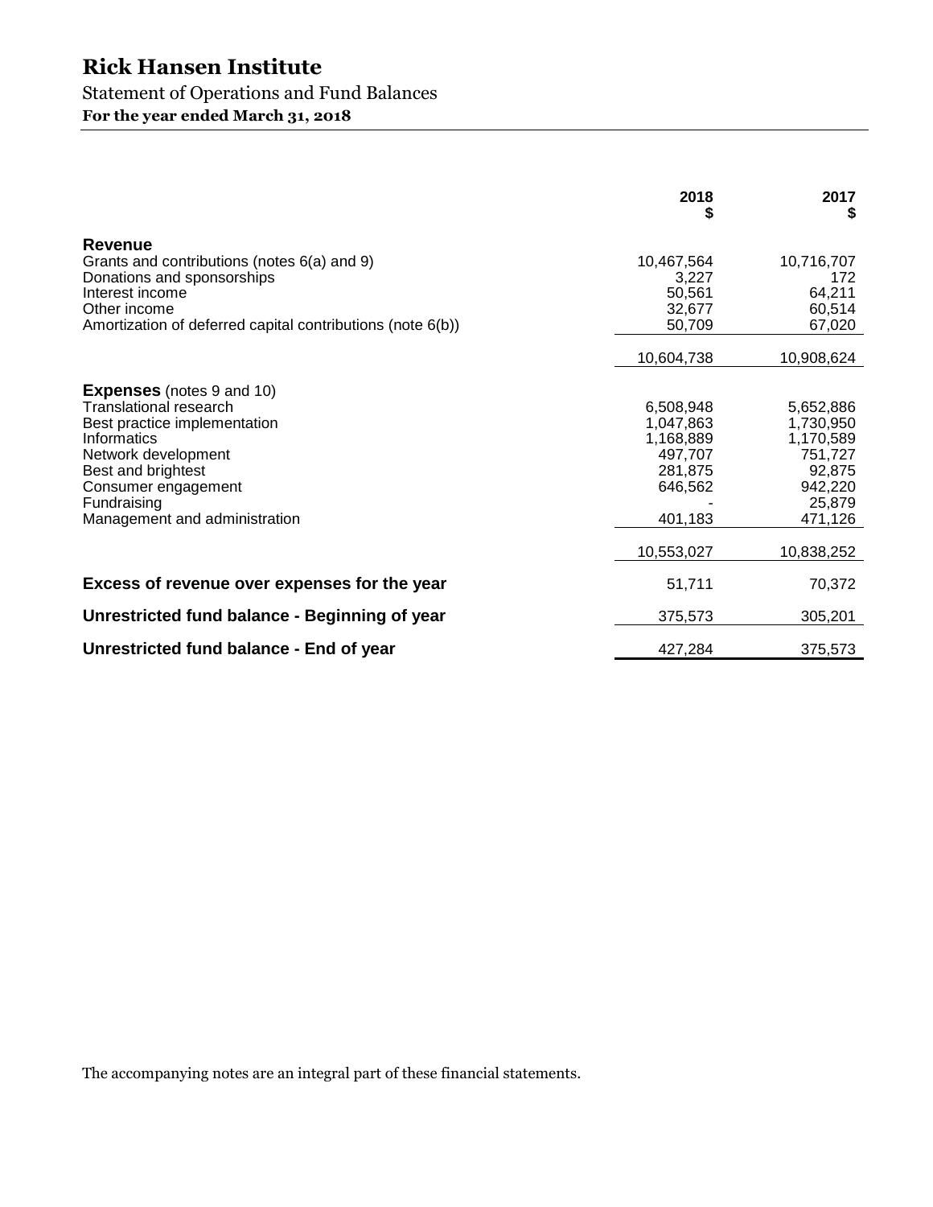# Rick Hansen Institute

## Statement of Operations and Fund Balances

**For the year ended March 31, 2018**

| | 2018<br>$ | 2017<br>$ |
|---|---:|---:|
| **Revenue** | | |
| Grants and contributions (notes 6(a) and 9) | 10,467,564 | 10,716,707 |
| Donations and sponsorships | 3,227 | 172 |
| Interest income | 50,561 | 64,211 |
| Other income | 32,677 | 60,514 |
| Amortization of deferred capital contributions (note 6(b)) | 50,709 | 67,020 |
| | 10,604,738 | 10,908,624 |
| **Expenses** (notes 9 and 10) | | |
| Translational research | 6,508,948 | 5,652,886 |
| Best practice implementation | 1,047,863 | 1,730,950 |
| Informatics | 1,168,889 | 1,170,589 |
| Network development | 497,707 | 751,727 |
| Best and brightest | 281,875 | 92,875 |
| Consumer engagement | 646,562 | 942,220 |
| Fundraising | - | 25,879 |
| Management and administration | 401,183 | 471,126 |
| | 10,553,027 | 10,838,252 |
| **Excess of revenue over expenses for the year** | 51,711 | 70,372 |
| **Unrestricted fund balance - Beginning of year** | 375,573 | 305,201 |
| **Unrestricted fund balance - End of year** | 427,284 | 375,573 |

The accompanying notes are an integral part of these financial statements.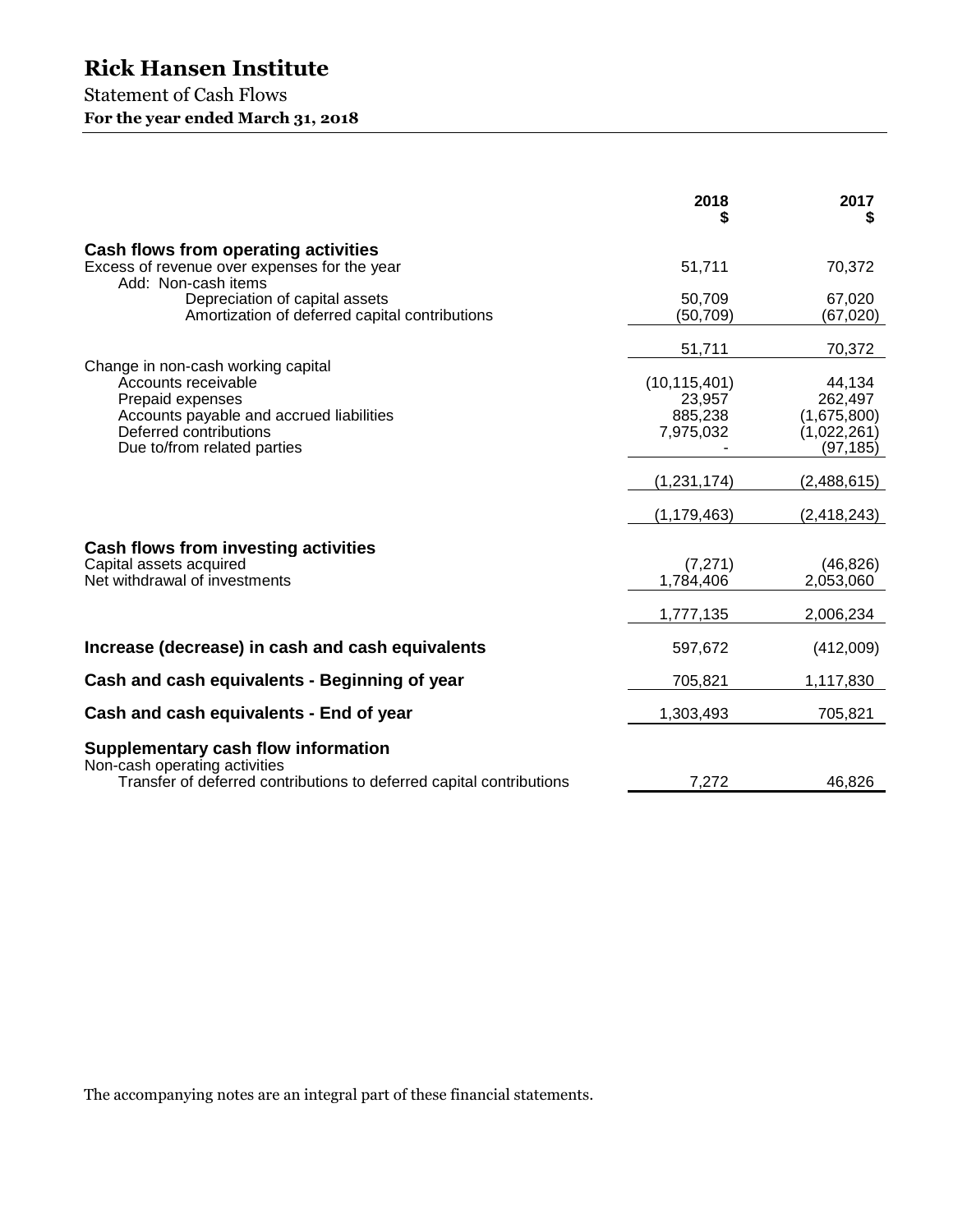# Rick Hansen Institute

## Statement of Cash Flows

**For the year ended March 31, 2018**

| | 2018 $ | 2017 $ |
|---|---|---|
| **Cash flows from operating activities** | | |
| Excess of revenue over expenses for the year | 51,711 | 70,372 |
| Add: Non-cash items | | |
| Depreciation of capital assets | 50,709 | 67,020 |
| Amortization of deferred capital contributions | (50,709) | (67,020) |
| | 51,711 | 70,372 |
| Change in non-cash working capital | | |
| Accounts receivable | (10,115,401) | 44,134 |
| Prepaid expenses | 23,957 | 262,497 |
| Accounts payable and accrued liabilities | 885,238 | (1,675,800) |
| Deferred contributions | 7,975,032 | (1,022,261) |
| Due to/from related parties | - | (97,185) |
| | (1,231,174) | (2,488,615) |
| | (1,179,463) | (2,418,243) |
| **Cash flows from investing activities** | | |
| Capital assets acquired | (7,271) | (46,826) |
| Net withdrawal of investments | 1,784,406 | 2,053,060 |
| | 1,777,135 | 2,006,234 |
| **Increase (decrease) in cash and cash equivalents** | 597,672 | (412,009) |
| **Cash and cash equivalents - Beginning of year** | 705,821 | 1,117,830 |
| **Cash and cash equivalents - End of year** | 1,303,493 | 705,821 |
| **Supplementary cash flow information** | | |
| Non-cash operating activities | | |
| Transfer of deferred contributions to deferred capital contributions | 7,272 | 46,826 |

The accompanying notes are an integral part of these financial statements.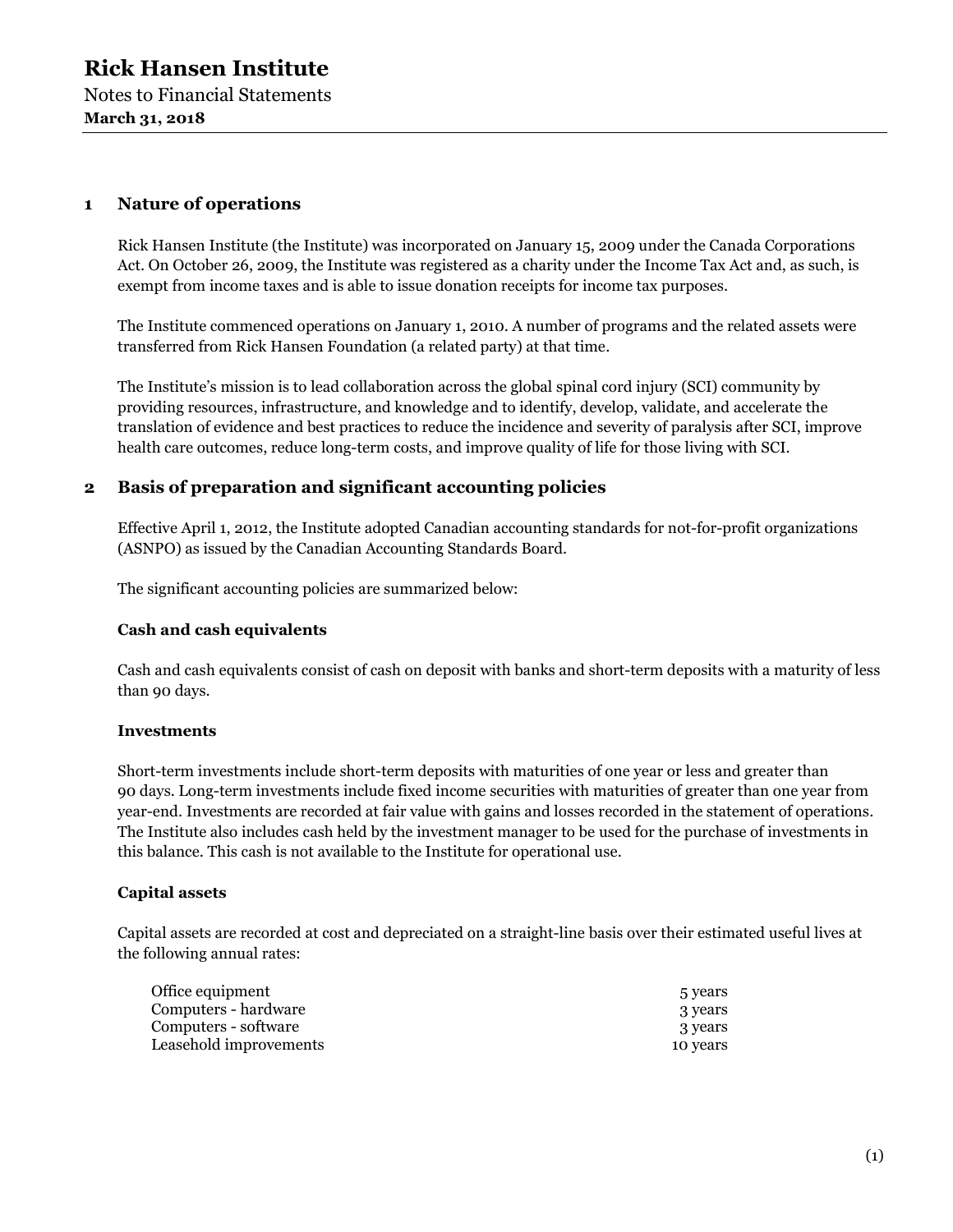# Rick Hansen Institute

Notes to Financial Statements

**March 31, 2018**

## 1 Nature of operations

Rick Hansen Institute (the Institute) was incorporated on January 15, 2009 under the Canada Corporations Act. On October 26, 2009, the Institute was registered as a charity under the Income Tax Act and, as such, is exempt from income taxes and is able to issue donation receipts for income tax purposes.

The Institute commenced operations on January 1, 2010. A number of programs and the related assets were transferred from Rick Hansen Foundation (a related party) at that time.

The Institute's mission is to lead collaboration across the global spinal cord injury (SCI) community by providing resources, infrastructure, and knowledge and to identify, develop, validate, and accelerate the translation of evidence and best practices to reduce the incidence and severity of paralysis after SCI, improve health care outcomes, reduce long-term costs, and improve quality of life for those living with SCI.

## 2 Basis of preparation and significant accounting policies

Effective April 1, 2012, the Institute adopted Canadian accounting standards for not-for-profit organizations (ASNPO) as issued by the Canadian Accounting Standards Board.

The significant accounting policies are summarized below:

### Cash and cash equivalents

Cash and cash equivalents consist of cash on deposit with banks and short-term deposits with a maturity of less than 90 days.

### Investments

Short-term investments include short-term deposits with maturities of one year or less and greater than 90 days. Long-term investments include fixed income securities with maturities of greater than one year from year-end. Investments are recorded at fair value with gains and losses recorded in the statement of operations. The Institute also includes cash held by the investment manager to be used for the purchase of investments in this balance. This cash is not available to the Institute for operational use.

### Capital assets

Capital assets are recorded at cost and depreciated on a straight-line basis over their estimated useful lives at the following annual rates:

| | |
|---|---|
| Office equipment | 5 years |
| Computers - hardware | 3 years |
| Computers - software | 3 years |
| Leasehold improvements | 10 years |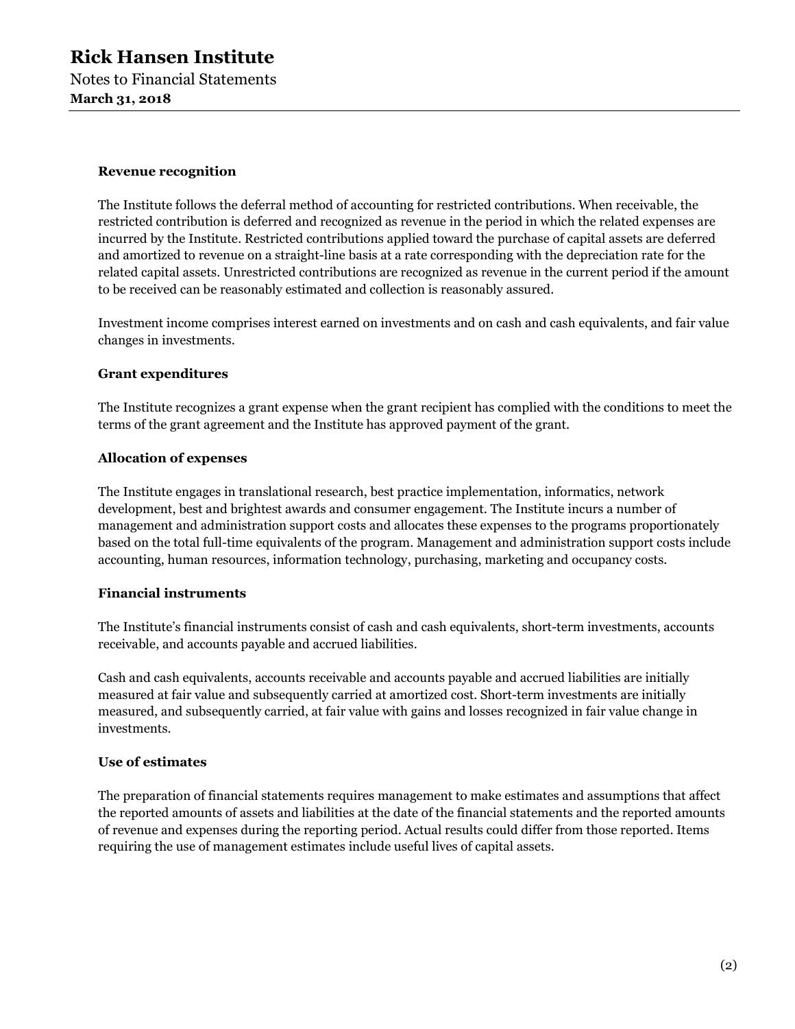### Revenue recognition

The Institute follows the deferral method of accounting for restricted contributions. When receivable, the restricted contribution is deferred and recognized as revenue in the period in which the related expenses are incurred by the Institute. Restricted contributions applied toward the purchase of capital assets are deferred and amortized to revenue on a straight-line basis at a rate corresponding with the depreciation rate for the related capital assets. Unrestricted contributions are recognized as revenue in the current period if the amount to be received can be reasonably estimated and collection is reasonably assured.

Investment income comprises interest earned on investments and on cash and cash equivalents, and fair value changes in investments.

### Grant expenditures

The Institute recognizes a grant expense when the grant recipient has complied with the conditions to meet the terms of the grant agreement and the Institute has approved payment of the grant.

### Allocation of expenses

The Institute engages in translational research, best practice implementation, informatics, network development, best and brightest awards and consumer engagement. The Institute incurs a number of management and administration support costs and allocates these expenses to the programs proportionately based on the total full-time equivalents of the program. Management and administration support costs include accounting, human resources, information technology, purchasing, marketing and occupancy costs.

### Financial instruments

The Institute's financial instruments consist of cash and cash equivalents, short-term investments, accounts receivable, and accounts payable and accrued liabilities.

Cash and cash equivalents, accounts receivable and accounts payable and accrued liabilities are initially measured at fair value and subsequently carried at amortized cost. Short-term investments are initially measured, and subsequently carried, at fair value with gains and losses recognized in fair value change in investments.

### Use of estimates

The preparation of financial statements requires management to make estimates and assumptions that affect the reported amounts of assets and liabilities at the date of the financial statements and the reported amounts of revenue and expenses during the reporting period. Actual results could differ from those reported. Items requiring the use of management estimates include useful lives of capital assets.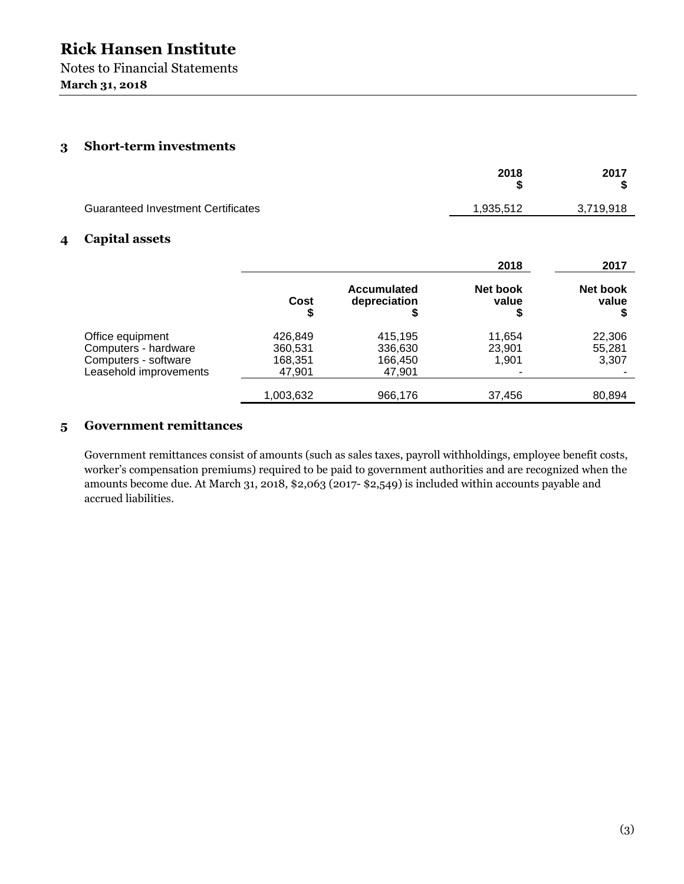# Rick Hansen Institute

Notes to Financial Statements

**March 31, 2018**

## 3 Short-term investments

| | 2018 $ | 2017 $ |
|---|---|---|
| Guaranteed Investment Certificates | 1,935,512 | 3,719,918 |

## 4 Capital assets

| | | | 2018 | 2017 |
|---|---|---|---|---|
| | Cost $ | Accumulated depreciation $ | Net book value $ | Net book value $ |
| Office equipment | 426,849 | 415,195 | 11,654 | 22,306 |
| Computers - hardware | 360,531 | 336,630 | 23,901 | 55,281 |
| Computers - software | 168,351 | 166,450 | 1,901 | 3,307 |
| Leasehold improvements | 47,901 | 47,901 | - | - |
| | 1,003,632 | 966,176 | 37,456 | 80,894 |

## 5 Government remittances

Government remittances consist of amounts (such as sales taxes, payroll withholdings, employee benefit costs, worker's compensation premiums) required to be paid to government authorities and are recognized when the amounts become due. At March 31, 2018, $2,063 (2017- $2,549) is included within accounts payable and accrued liabilities.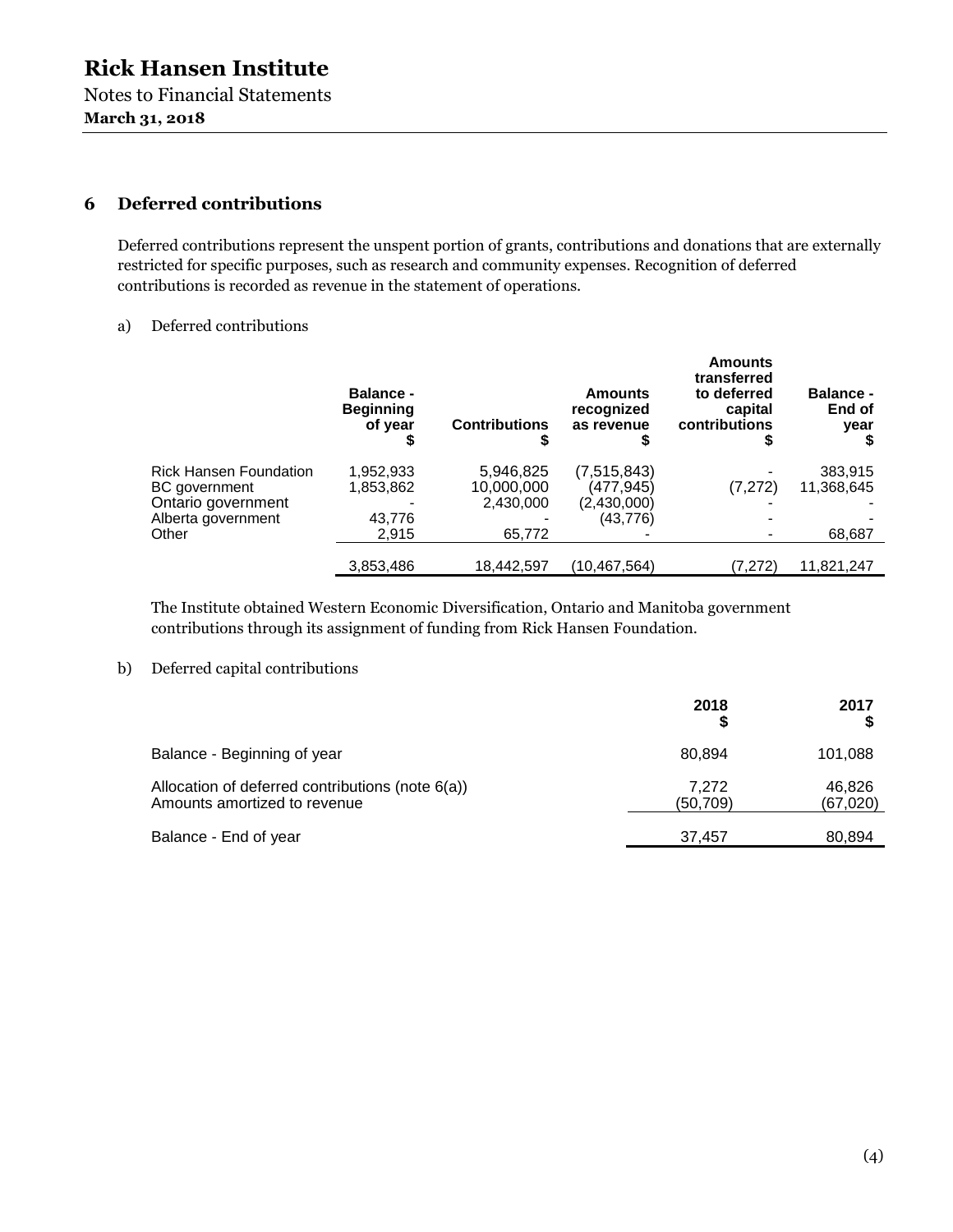# Rick Hansen Institute

Notes to Financial Statements
**March 31, 2018**

## 6 Deferred contributions

Deferred contributions represent the unspent portion of grants, contributions and donations that are externally restricted for specific purposes, such as research and community expenses. Recognition of deferred contributions is recorded as revenue in the statement of operations.

a) Deferred contributions

| | Balance - Beginning of year $ | Contributions $ | Amounts recognized as revenue $ | Amounts transferred to deferred capital contributions $ | Balance - End of year $ |
|---|---|---|---|---|---|
| Rick Hansen Foundation | 1,952,933 | 5,946,825 | (7,515,843) | - | 383,915 |
| BC government | 1,853,862 | 10,000,000 | (477,945) | (7,272) | 11,368,645 |
| Ontario government | - | 2,430,000 | (2,430,000) | - | - |
| Alberta government | 43,776 | - | (43,776) | - | - |
| Other | 2,915 | 65,772 | - | - | 68,687 |
| | 3,853,486 | 18,442,597 | (10,467,564) | (7,272) | 11,821,247 |

The Institute obtained Western Economic Diversification, Ontario and Manitoba government contributions through its assignment of funding from Rick Hansen Foundation.

b) Deferred capital contributions

| | 2018 $ | 2017 $ |
|---|---|---|
| Balance - Beginning of year | 80,894 | 101,088 |
| Allocation of deferred contributions (note 6(a)) | 7,272 | 46,826 |
| Amounts amortized to revenue | (50,709) | (67,020) |
| Balance - End of year | 37,457 | 80,894 |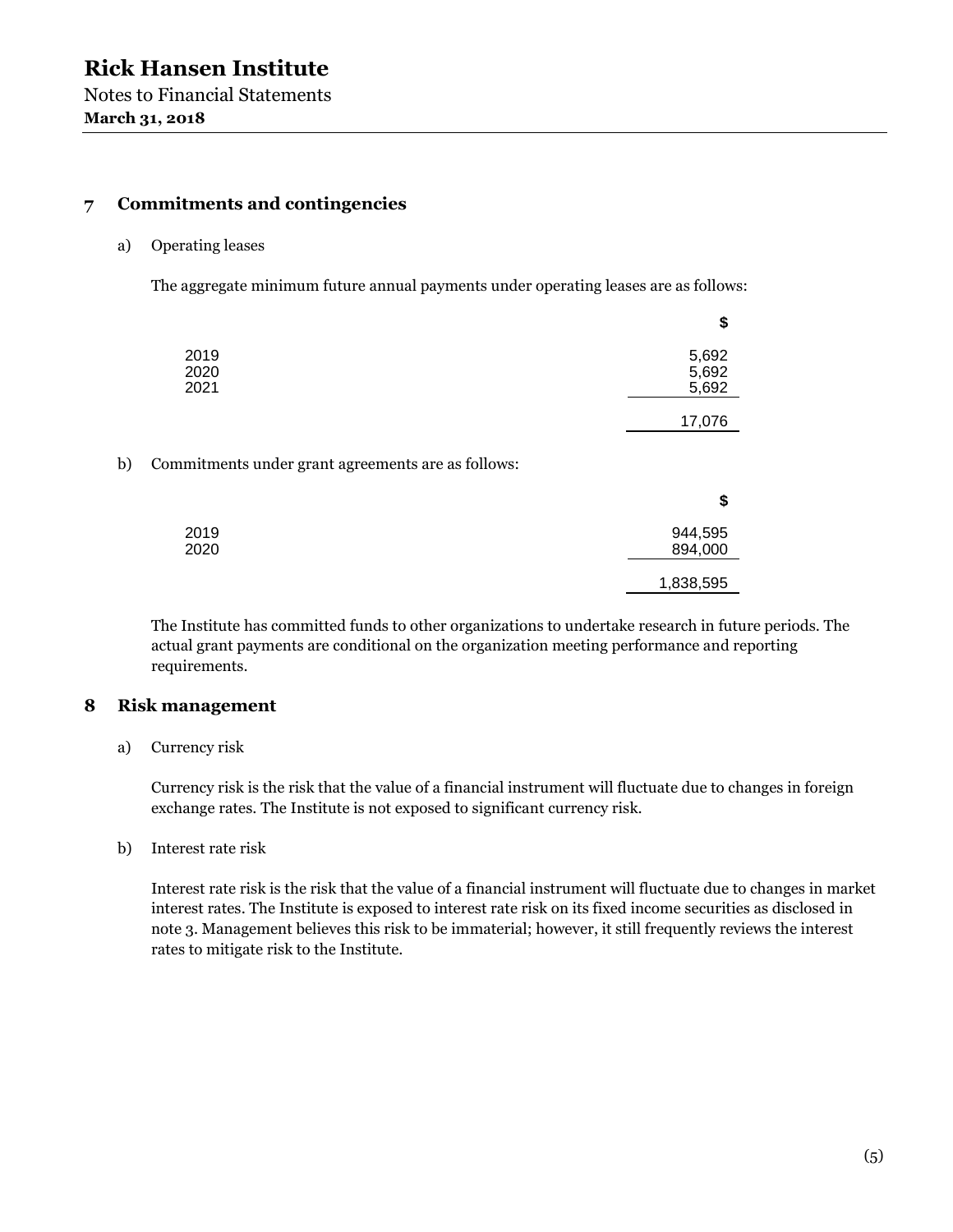# Rick Hansen Institute

Notes to Financial Statements
**March 31, 2018**

## 7 Commitments and contingencies

a) Operating leases

The aggregate minimum future annual payments under operating leases are as follows:

| | $ |
|---|---:|
| 2019 | 5,692 |
| 2020 | 5,692 |
| 2021 | 5,692 |
| | 17,076 |

b) Commitments under grant agreements are as follows:

| | $ |
|---|---:|
| 2019 | 944,595 |
| 2020 | 894,000 |
| | 1,838,595 |

The Institute has committed funds to other organizations to undertake research in future periods. The actual grant payments are conditional on the organization meeting performance and reporting requirements.

## 8 Risk management

a) Currency risk

Currency risk is the risk that the value of a financial instrument will fluctuate due to changes in foreign exchange rates. The Institute is not exposed to significant currency risk.

b) Interest rate risk

Interest rate risk is the risk that the value of a financial instrument will fluctuate due to changes in market interest rates. The Institute is exposed to interest rate risk on its fixed income securities as disclosed in note 3. Management believes this risk to be immaterial; however, it still frequently reviews the interest rates to mitigate risk to the Institute.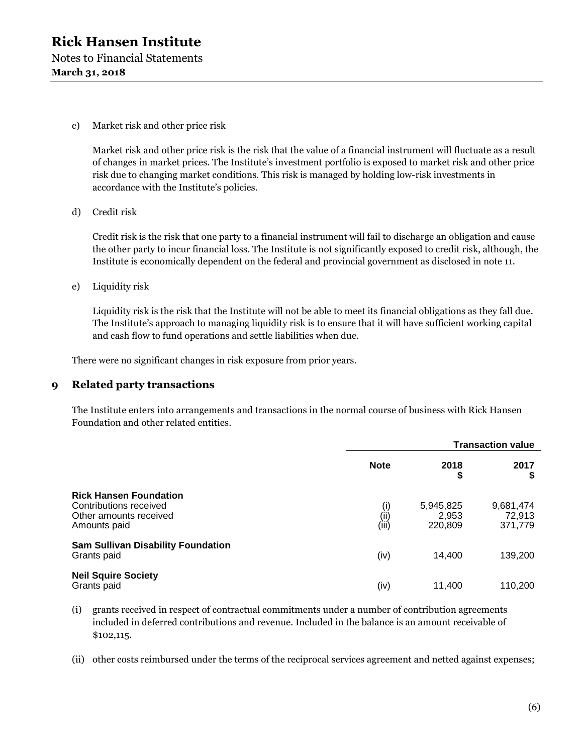c) Market risk and other price risk

Market risk and other price risk is the risk that the value of a financial instrument will fluctuate as a result of changes in market prices. The Institute's investment portfolio is exposed to market risk and other price risk due to changing market conditions. This risk is managed by holding low-risk investments in accordance with the Institute's policies.

d) Credit risk

Credit risk is the risk that one party to a financial instrument will fail to discharge an obligation and cause the other party to incur financial loss. The Institute is not significantly exposed to credit risk, although, the Institute is economically dependent on the federal and provincial government as disclosed in note 11.

e) Liquidity risk

Liquidity risk is the risk that the Institute will not be able to meet its financial obligations as they fall due. The Institute's approach to managing liquidity risk is to ensure that it will have sufficient working capital and cash flow to fund operations and settle liabilities when due.

There were no significant changes in risk exposure from prior years.

## 9 Related party transactions

The Institute enters into arrangements and transactions in the normal course of business with Rick Hansen Foundation and other related entities.

| | | Transaction value | |
|---|---|---|---|
| | **Note** | **2018 $** | **2017 $** |
| **Rick Hansen Foundation** | | | |
| Contributions received | (i) | 5,945,825 | 9,681,474 |
| Other amounts received | (ii) | 2,953 | 72,913 |
| Amounts paid | (iii) | 220,809 | 371,779 |
| **Sam Sullivan Disability Foundation** | | | |
| Grants paid | (iv) | 14,400 | 139,200 |
| **Neil Squire Society** | | | |
| Grants paid | (iv) | 11,400 | 110,200 |

(i) grants received in respect of contractual commitments under a number of contribution agreements included in deferred contributions and revenue. Included in the balance is an amount receivable of $102,115.

(ii) other costs reimbursed under the terms of the reciprocal services agreement and netted against expenses;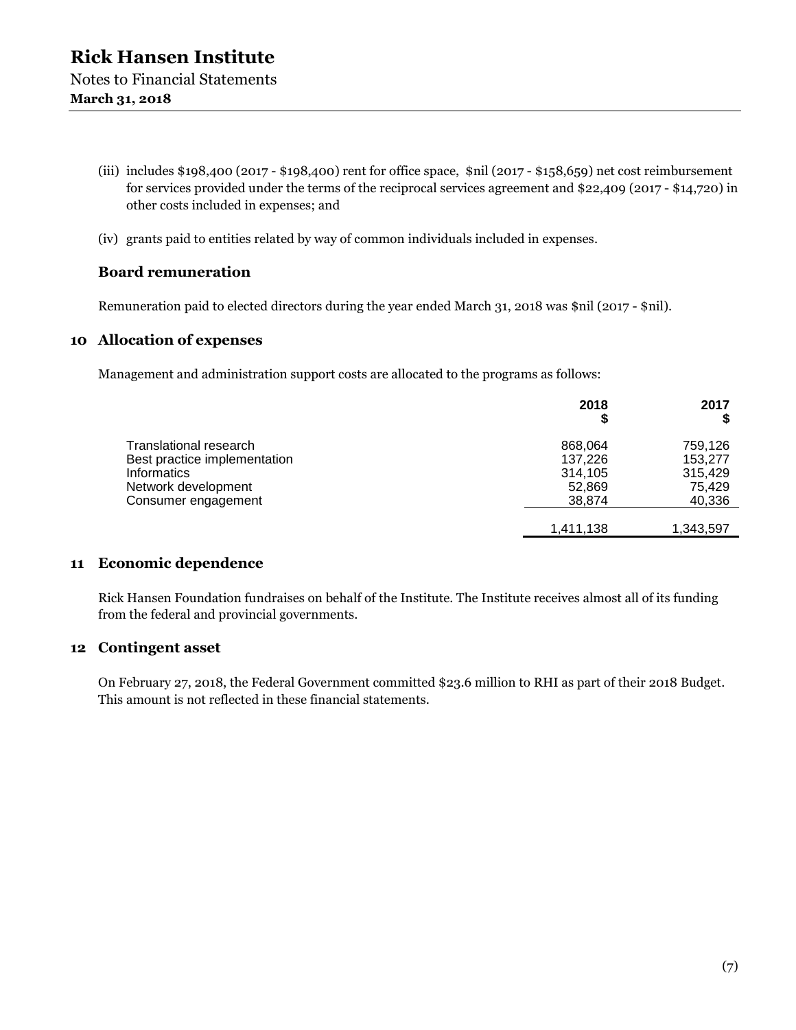(iii) includes $198,400 (2017 - $198,400) rent for office space, $nil (2017 - $158,659) net cost reimbursement for services provided under the terms of the reciprocal services agreement and $22,409 (2017 - $14,720) in other costs included in expenses; and

(iv) grants paid to entities related by way of common individuals included in expenses.

### Board remuneration

Remuneration paid to elected directors during the year ended March 31, 2018 was $nil (2017 - $nil).

## 10 Allocation of expenses

Management and administration support costs are allocated to the programs as follows:

| | 2018<br>$ | 2017<br>$ |
|---|---|---|
| Translational research | 868,064 | 759,126 |
| Best practice implementation | 137,226 | 153,277 |
| Informatics | 314,105 | 315,429 |
| Network development | 52,869 | 75,429 |
| Consumer engagement | 38,874 | 40,336 |
| | 1,411,138 | 1,343,597 |

## 11 Economic dependence

Rick Hansen Foundation fundraises on behalf of the Institute. The Institute receives almost all of its funding from the federal and provincial governments.

## 12 Contingent asset

On February 27, 2018, the Federal Government committed $23.6 million to RHI as part of their 2018 Budget. This amount is not reflected in these financial statements.